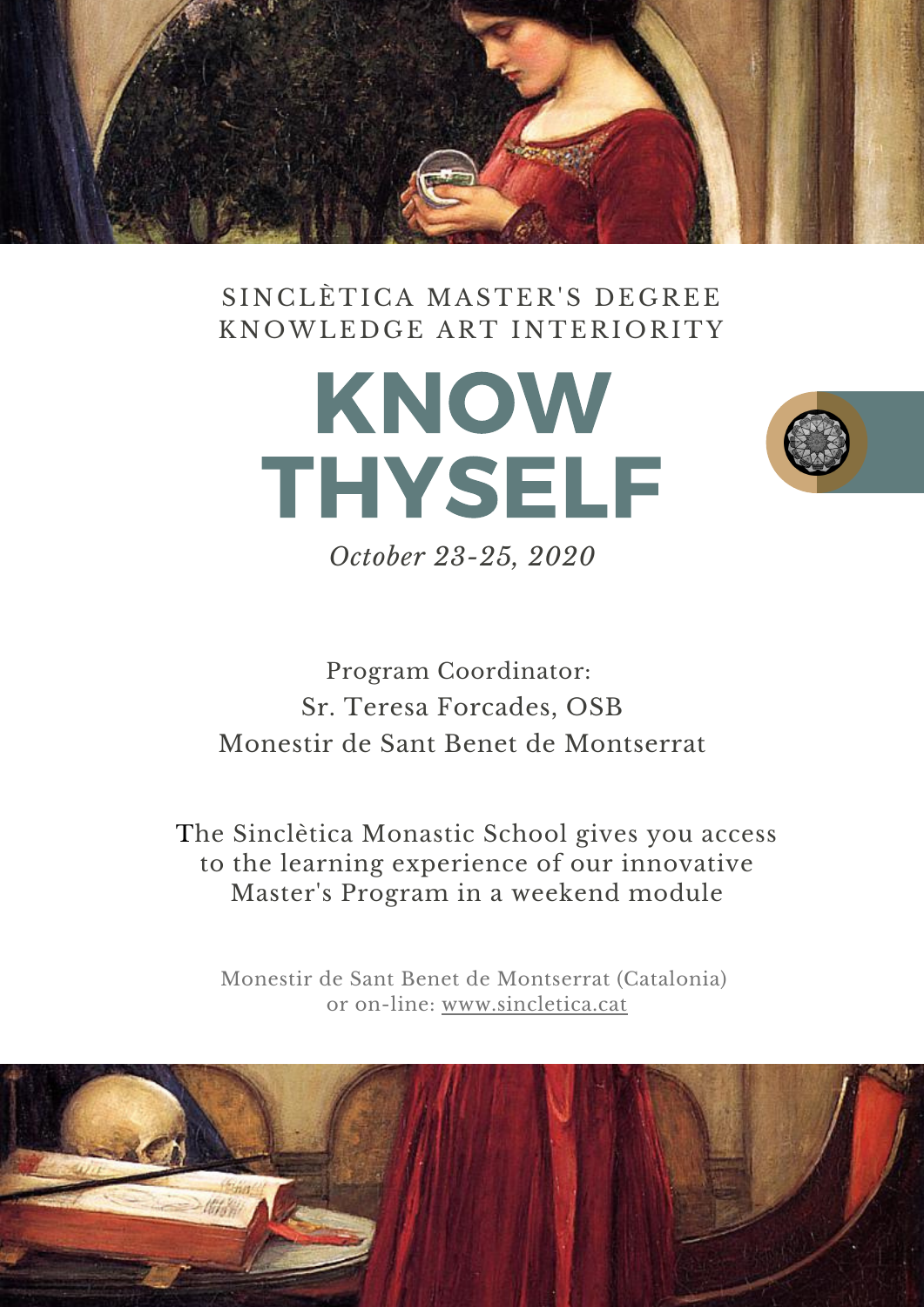SINCLÈTICA MASTER'S DEGREE
KNOWLEDGE ART INTERIORITY

# KNOW THYSELF

*October 23-25, 2020*

Program Coordinator:
Sr. Teresa Forcades, OSB
Monestir de Sant Benet de Montserrat

The Sinclètica Monastic School gives you access to the learning experience of our innovative Master's Program in a weekend module

Monestir de Sant Benet de Montserrat (Catalonia)
or on-line: www.sincletica.cat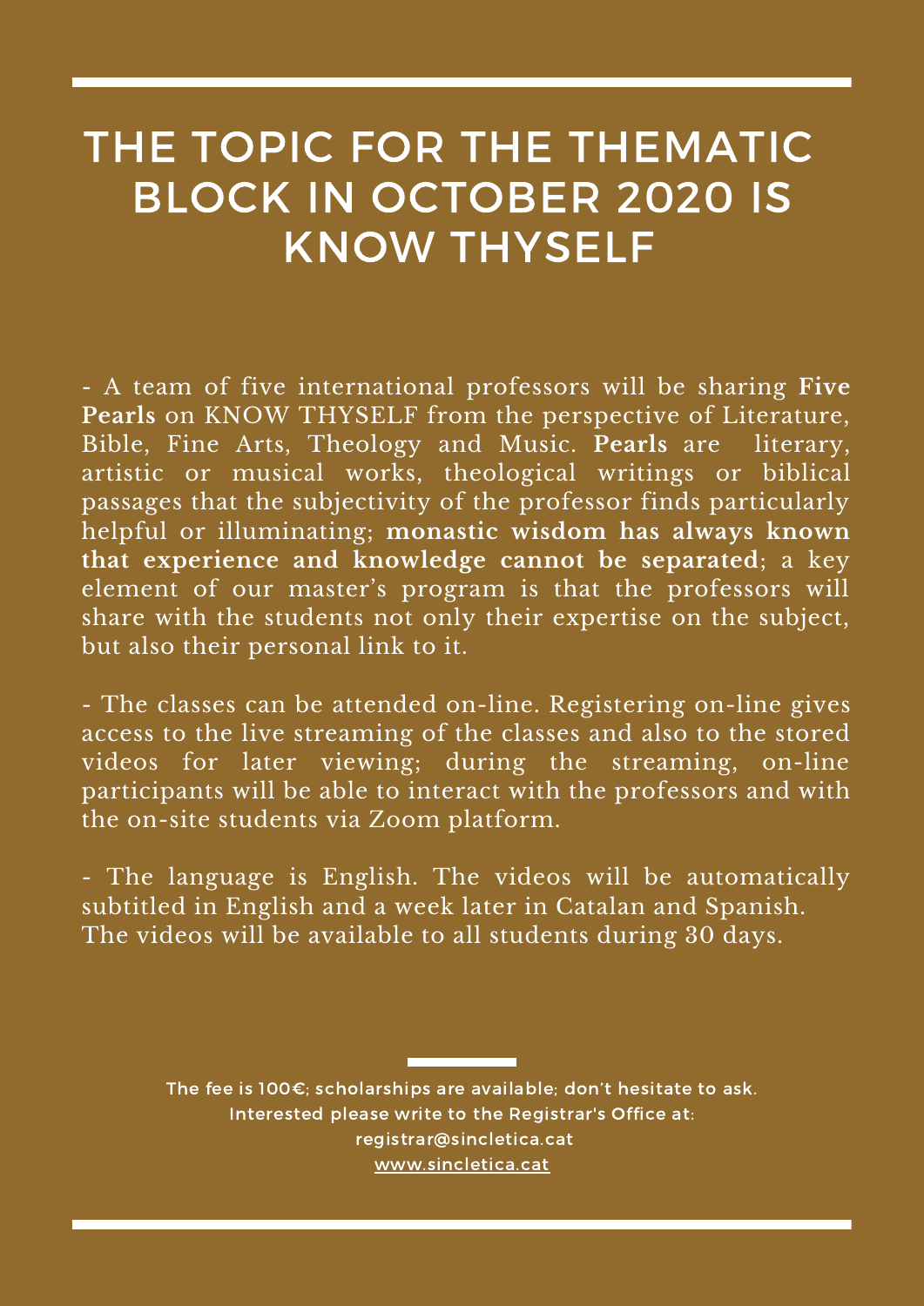# THE TOPIC FOR THE THEMATIC BLOCK IN OCTOBER 2020 IS KNOW THYSELF

- A team of five international professors will be sharing **Five Pearls** on KNOW THYSELF from the perspective of Literature, Bible, Fine Arts, Theology and Music. **Pearls** are literary, artistic or musical works, theological writings or biblical passages that the subjectivity of the professor finds particularly helpful or illuminating; **monastic wisdom has always known that experience and knowledge cannot be separated**; a key element of our master's program is that the professors will share with the students not only their expertise on the subject, but also their personal link to it.

- The classes can be attended on-line. Registering on-line gives access to the live streaming of the classes and also to the stored videos for later viewing; during the streaming, on-line participants will be able to interact with the professors and with the on-site students via Zoom platform.

- The language is English. The videos will be automatically subtitled in English and a week later in Catalan and Spanish. The videos will be available to all students during 30 days.

The fee is 100€; scholarships are available; don't hesitate to ask.
Interested please write to the Registrar's Office at:
registrar@sincletica.cat
www.sincletica.cat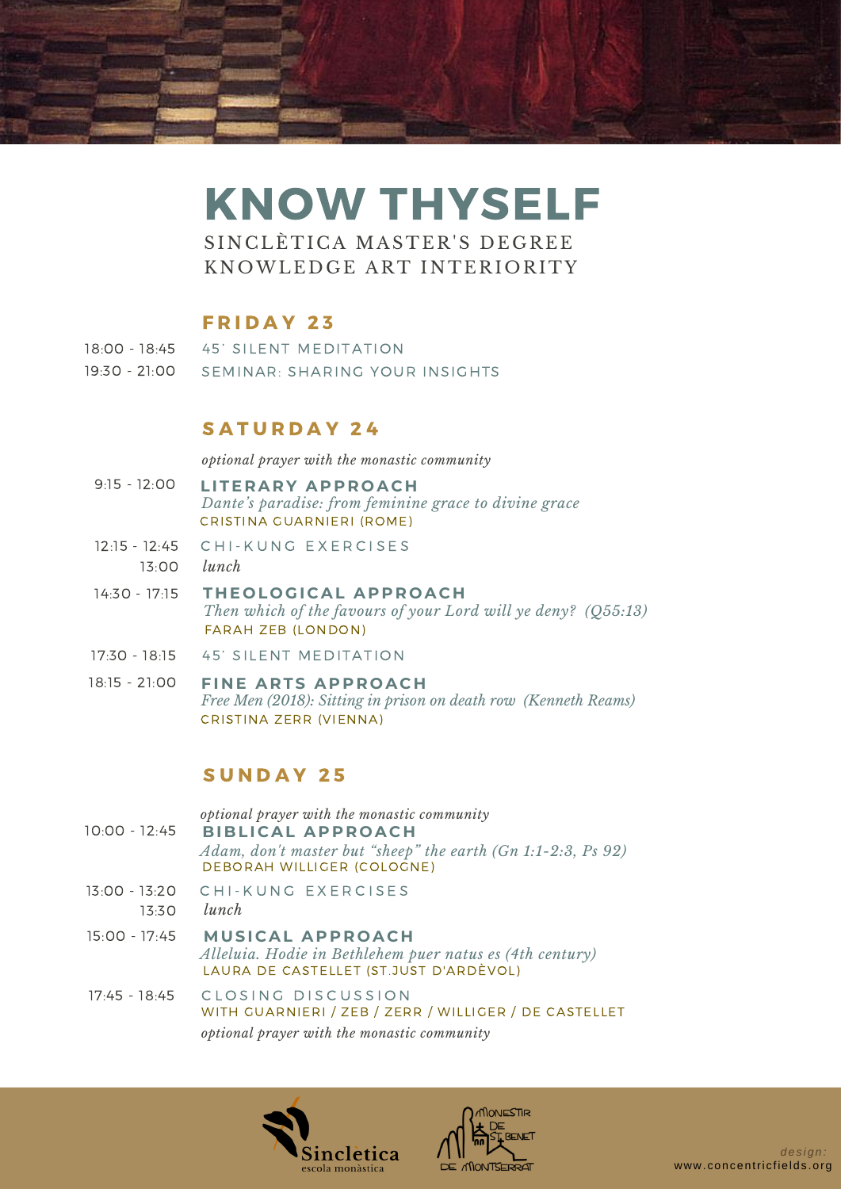# KNOW THYSELF

SINCLÈTICA MASTER'S DEGREE
KNOWLEDGE ART INTERIORITY

## FRIDAY 23

18:00 - 18:45 45' SILENT MEDITATION

19:30 - 21:00 SEMINAR: SHARING YOUR INSIGHTS

## SATURDAY 24

*optional prayer with the monastic community*

9:15 - 12:00 **LITERARY APPROACH**
*Dante's paradise: from feminine grace to divine grace*
CRISTINA GUARNIERI (ROME)

12:15 - 12:45 CHI-KUNG EXERCISES

13:00 *lunch*

14:30 - 17:15 **THEOLOGICAL APPROACH**
*Then which of the favours of your Lord will ye deny? (Q55:13)*
FARAH ZEB (LONDON)

17:30 - 18:15 45' SILENT MEDITATION

18:15 - 21:00 **FINE ARTS APPROACH**
*Free Men (2018): Sitting in prison on death row (Kenneth Reams)*
CRISTINA ZERR (VIENNA)

## SUNDAY 25

*optional prayer with the monastic community*

10:00 - 12:45 **BIBLICAL APPROACH**
*Adam, don't master but "sheep" the earth (Gn 1:1-2:3, Ps 92)*
DEBORAH WILLIGER (COLOGNE)

13:00 - 13:20 CHI-KUNG EXERCISES

13:30 *lunch*

15:00 - 17:45 **MUSICAL APPROACH**
*Alleluia. Hodie in Bethlehem puer natus es (4th century)*
LAURA DE CASTELLET (ST.JUST D'ARDÈVOL)

17:45 - 18:45 CLOSING DISCUSSION
WITH GUARNIERI / ZEB / ZERR / WILLIGER / DE CASTELLET

*optional prayer with the monastic community*

Sincletica
escola monàstica

MONESTIR DE ST. BENET DE MONTSERRAT

*design:* www.concentricfields.org